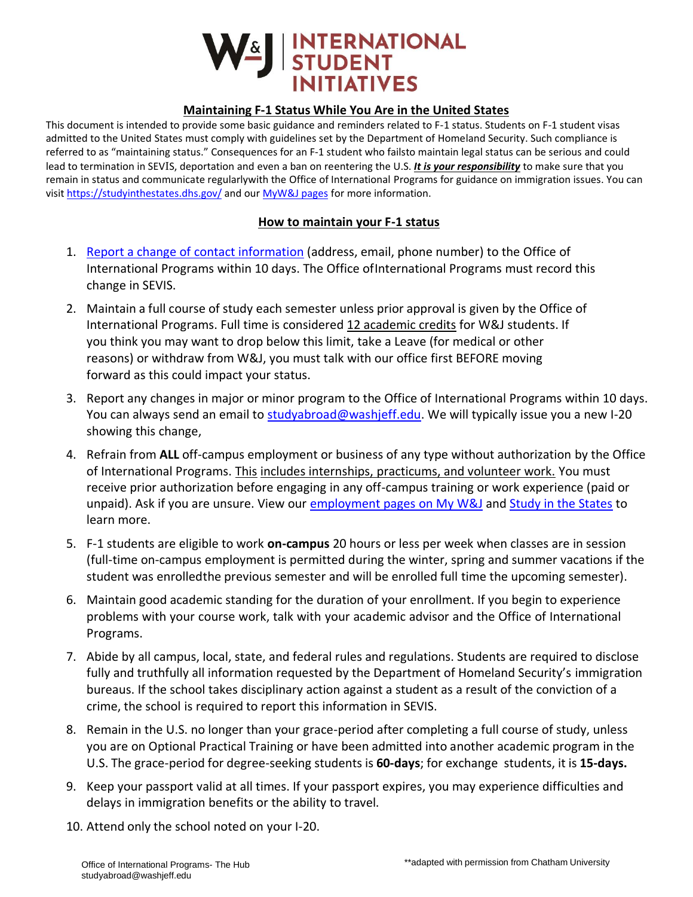# W&J | INTERNATIONAL STUDENT INITIATIVES

## Maintaining F-1 Status While You Are in the United States

This document is intended to provide some basic guidance and reminders related to F-1 status. Students on F-1 student visas admitted to the United States must comply with guidelines set by the Department of Homeland Security. Such compliance is referred to as "maintaining status." Consequences for an F-1 student who failsto maintain legal status can be serious and could lead to termination in SEVIS, deportation and even a ban on reentering the U.S. ***It is your responsibility*** to make sure that you remain in status and communicate regularlywith the Office of International Programs for guidance on immigration issues. You can visit https://studyinthestates.dhs.gov/ and our MyW&J pages for more information.

## How to maintain your F-1 status

1. Report a change of contact information (address, email, phone number) to the Office of International Programs within 10 days. The Office ofInternational Programs must record this change in SEVIS.
2. Maintain a full course of study each semester unless prior approval is given by the Office of International Programs. Full time is considered 12 academic credits for W&J students. If you think you may want to drop below this limit, take a Leave (for medical or other reasons) or withdraw from W&J, you must talk with our office first BEFORE moving forward as this could impact your status.
3. Report any changes in major or minor program to the Office of International Programs within 10 days. You can always send an email to studyabroad@washjeff.edu. We will typically issue you a new I-20 showing this change,
4. Refrain from **ALL** off-campus employment or business of any type without authorization by the Office of International Programs. This includes internships, practicums, and volunteer work. You must receive prior authorization before engaging in any off-campus training or work experience (paid or unpaid). Ask if you are unsure. View our employment pages on My W&J and Study in the States to learn more.
5. F-1 students are eligible to work **on-campus** 20 hours or less per week when classes are in session (full-time on-campus employment is permitted during the winter, spring and summer vacations if the student was enrolledthe previous semester and will be enrolled full time the upcoming semester).
6. Maintain good academic standing for the duration of your enrollment. If you begin to experience problems with your course work, talk with your academic advisor and the Office of International Programs.
7. Abide by all campus, local, state, and federal rules and regulations. Students are required to disclose fully and truthfully all information requested by the Department of Homeland Security's immigration bureaus. If the school takes disciplinary action against a student as a result of the conviction of a crime, the school is required to report this information in SEVIS.
8. Remain in the U.S. no longer than your grace-period after completing a full course of study, unless you are on Optional Practical Training or have been admitted into another academic program in the U.S. The grace-period for degree-seeking students is **60-days**; for exchange students, it is **15-days.**
9. Keep your passport valid at all times. If your passport expires, you may experience difficulties and delays in immigration benefits or the ability to travel.
10. Attend only the school noted on your I-20.

Office of International Programs- The Hub
studyabroad@washjeff.edu

**adapted with permission from Chatham University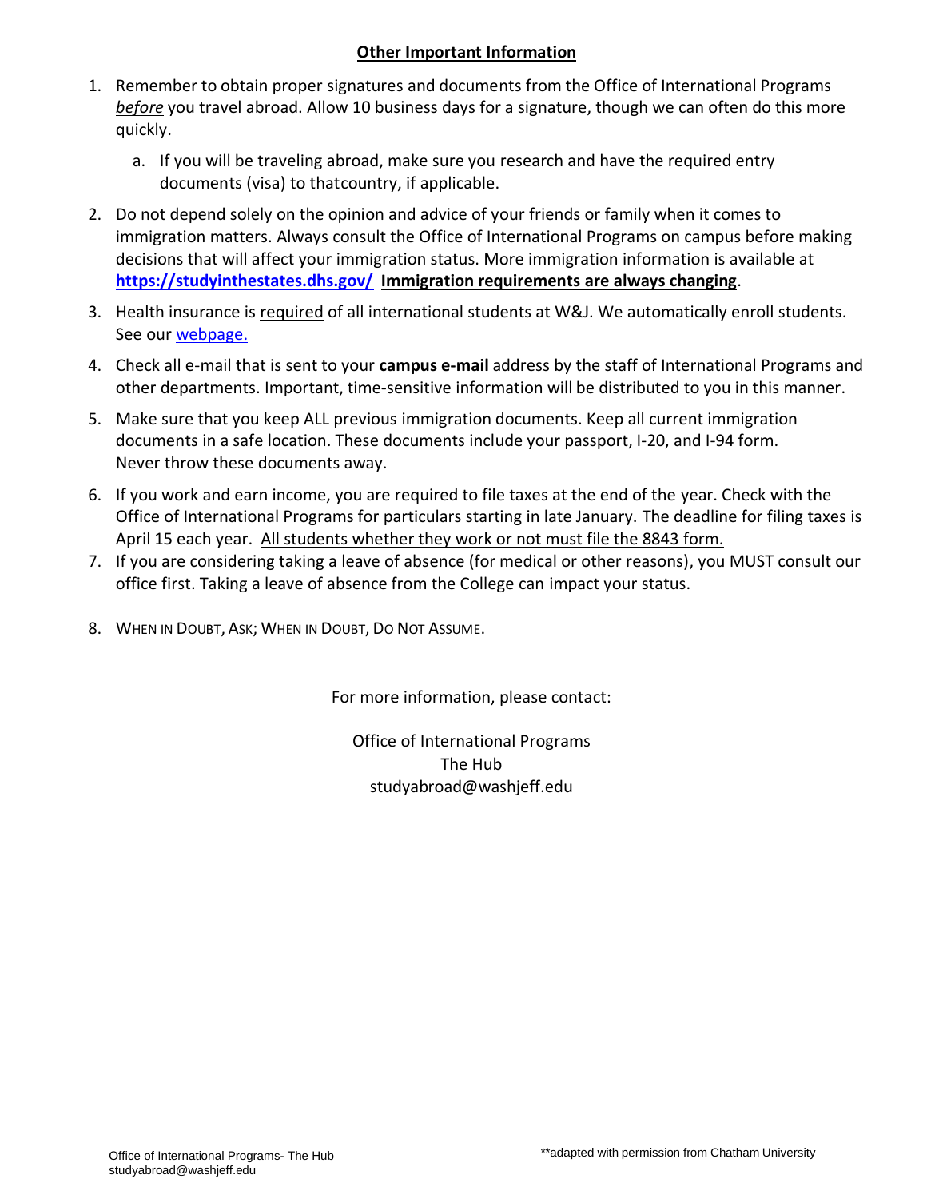## Other Important Information

1. Remember to obtain proper signatures and documents from the Office of International Programs *before* you travel abroad. Allow 10 business days for a signature, though we can often do this more quickly.
    a. If you will be traveling abroad, make sure you research and have the required entry documents (visa) to thatcountry, if applicable.
2. Do not depend solely on the opinion and advice of your friends or family when it comes to immigration matters. Always consult the Office of International Programs on campus before making decisions that will affect your immigration status. More immigration information is available at **https://studyinthestates.dhs.gov/** **Immigration requirements are always changing**.
3. Health insurance is required of all international students at W&J. We automatically enroll students. See our webpage.
4. Check all e-mail that is sent to your **campus e-mail** address by the staff of International Programs and other departments. Important, time-sensitive information will be distributed to you in this manner.
5. Make sure that you keep ALL previous immigration documents. Keep all current immigration documents in a safe location. These documents include your passport, I-20, and I-94 form. Never throw these documents away.
6. If you work and earn income, you are required to file taxes at the end of the year. Check with the Office of International Programs for particulars starting in late January. The deadline for filing taxes is April 15 each year. All students whether they work or not must file the 8843 form.
7. If you are considering taking a leave of absence (for medical or other reasons), you MUST consult our office first. Taking a leave of absence from the College can impact your status.
8. WHEN IN DOUBT, ASK; WHEN IN DOUBT, DO NOT ASSUME.

For more information, please contact:

Office of International Programs
The Hub
studyabroad@washjeff.edu

Office of International Programs- The Hub
studyabroad@washjeff.edu

**adapted with permission from Chatham University